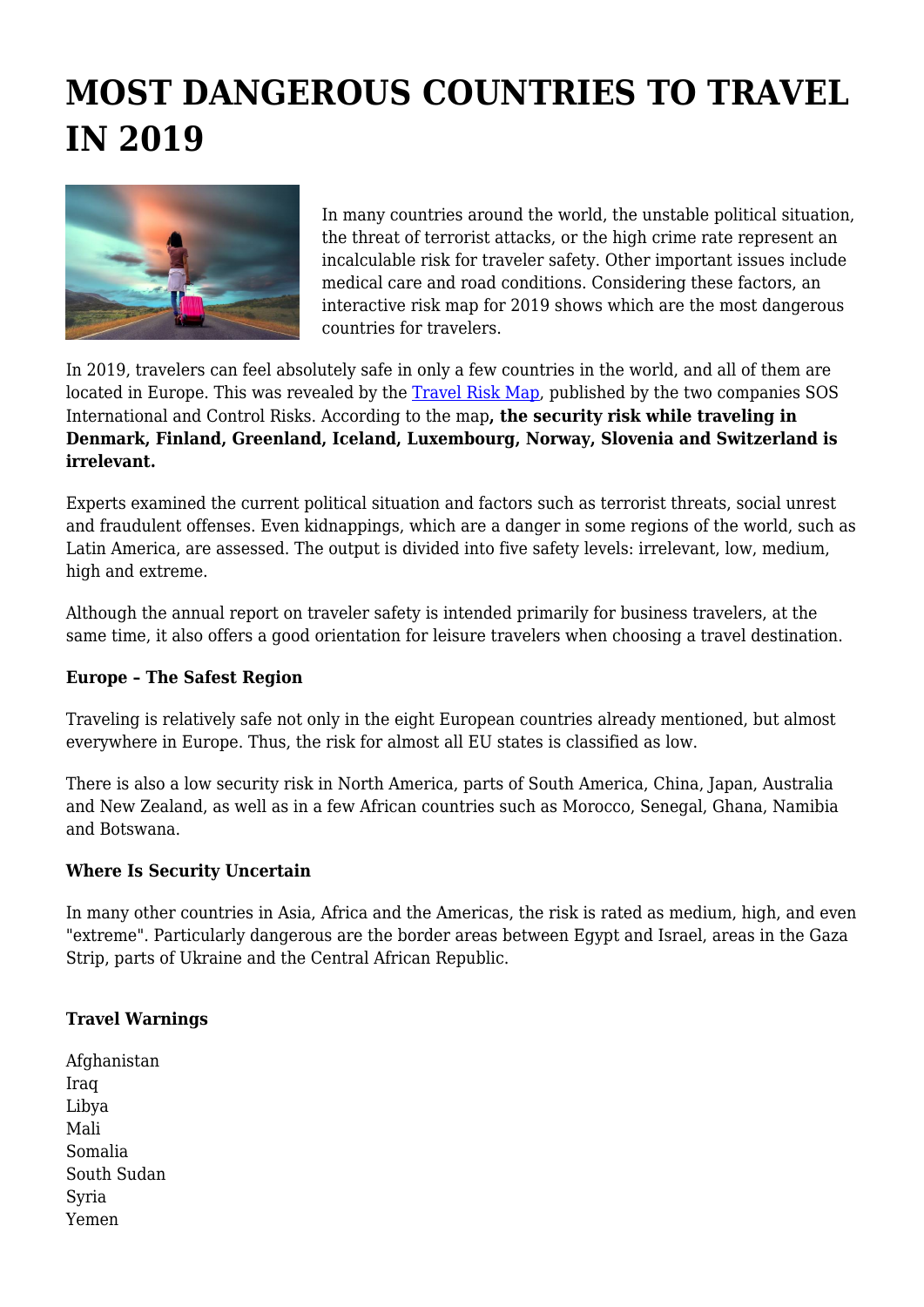# MOST DANGEROUS COUNTRIES TO TRAVEL IN 2019

In many countries around the world, the unstable political situation, the threat of terrorist attacks, or the high crime rate represent an incalculable risk for traveler safety. Other important issues include medical care and road conditions. Considering these factors, an interactive risk map for 2019 shows which are the most dangerous countries for travelers.

In 2019, travelers can feel absolutely safe in only a few countries in the world, and all of them are located in Europe. This was revealed by the Travel Risk Map, published by the two companies SOS International and Control Risks. According to the map**, the security risk while traveling in Denmark, Finland, Greenland, Iceland, Luxembourg, Norway, Slovenia and Switzerland is irrelevant.**

Experts examined the current political situation and factors such as terrorist threats, social unrest and fraudulent offenses. Even kidnappings, which are a danger in some regions of the world, such as Latin America, are assessed. The output is divided into five safety levels: irrelevant, low, medium, high and extreme.

Although the annual report on traveler safety is intended primarily for business travelers, at the same time, it also offers a good orientation for leisure travelers when choosing a travel destination.

**Europe – The Safest Region**

Traveling is relatively safe not only in the eight European countries already mentioned, but almost everywhere in Europe. Thus, the risk for almost all EU states is classified as low.

There is also a low security risk in North America, parts of South America, China, Japan, Australia and New Zealand, as well as in a few African countries such as Morocco, Senegal, Ghana, Namibia and Botswana.

**Where Is Security Uncertain**

In many other countries in Asia, Africa and the Americas, the risk is rated as medium, high, and even "extreme". Particularly dangerous are the border areas between Egypt and Israel, areas in the Gaza Strip, parts of Ukraine and the Central African Republic.

**Travel Warnings**

Afghanistan
Iraq
Libya
Mali
Somalia
South Sudan
Syria
Yemen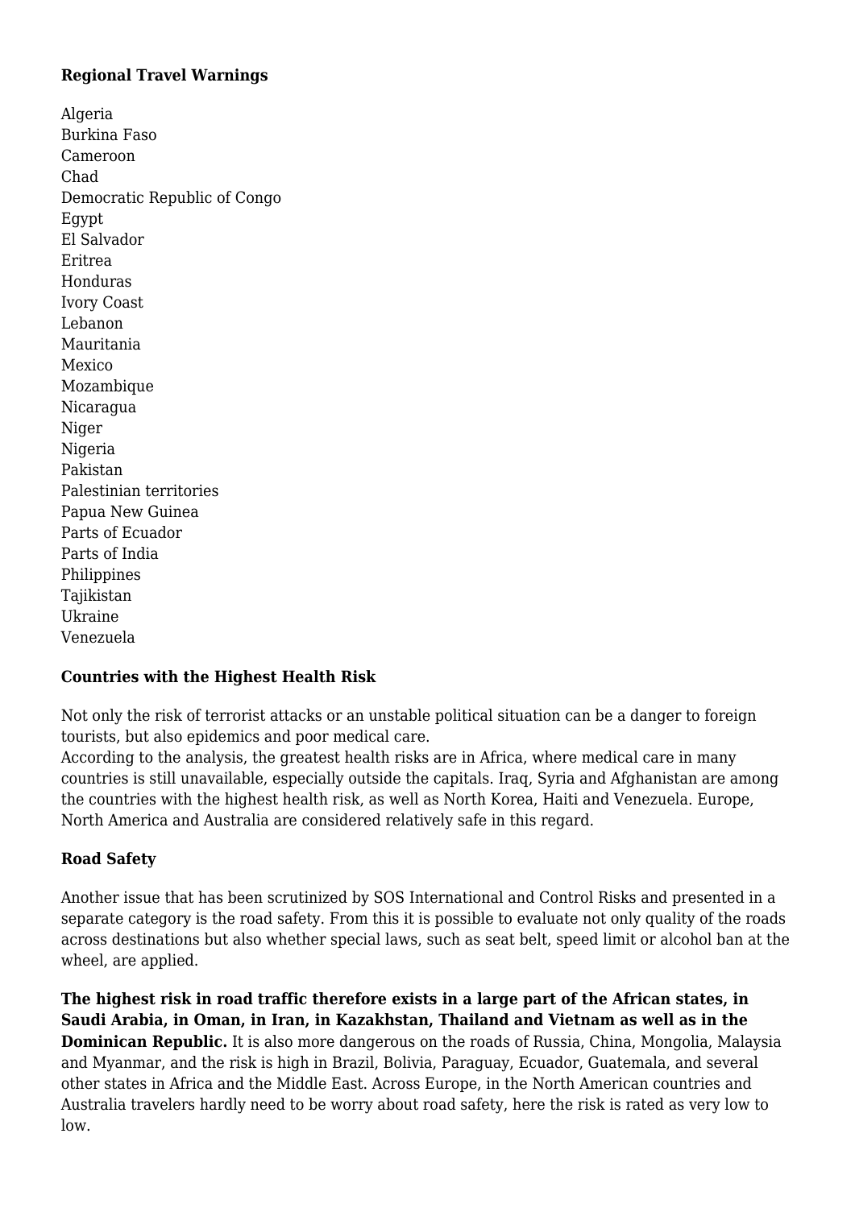**Regional Travel Warnings**

Algeria
Burkina Faso
Cameroon
Chad
Democratic Republic of Congo
Egypt
El Salvador
Eritrea
Honduras
Ivory Coast
Lebanon
Mauritania
Mexico
Mozambique
Nicaragua
Niger
Nigeria
Pakistan
Palestinian territories
Papua New Guinea
Parts of Ecuador
Parts of India
Philippines
Tajikistan
Ukraine
Venezuela

**Countries with the Highest Health Risk**

Not only the risk of terrorist attacks or an unstable political situation can be a danger to foreign tourists, but also epidemics and poor medical care.
According to the analysis, the greatest health risks are in Africa, where medical care in many countries is still unavailable, especially outside the capitals. Iraq, Syria and Afghanistan are among the countries with the highest health risk, as well as North Korea, Haiti and Venezuela. Europe, North America and Australia are considered relatively safe in this regard.

**Road Safety**

Another issue that has been scrutinized by SOS International and Control Risks and presented in a separate category is the road safety. From this it is possible to evaluate not only quality of the roads across destinations but also whether special laws, such as seat belt, speed limit or alcohol ban at the wheel, are applied.

**The highest risk in road traffic therefore exists in a large part of the African states, in Saudi Arabia, in Oman, in Iran, in Kazakhstan, Thailand and Vietnam as well as in the Dominican Republic.** It is also more dangerous on the roads of Russia, China, Mongolia, Malaysia and Myanmar, and the risk is high in Brazil, Bolivia, Paraguay, Ecuador, Guatemala, and several other states in Africa and the Middle East. Across Europe, in the North American countries and Australia travelers hardly need to be worry about road safety, here the risk is rated as very low to low.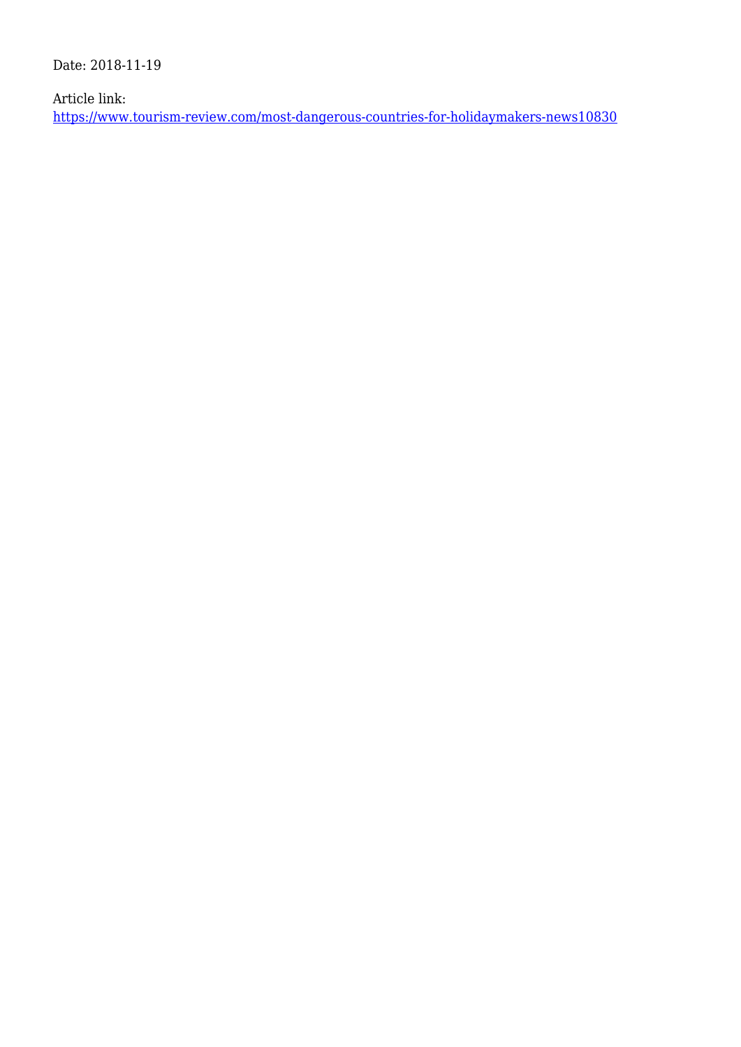Date: 2018-11-19

Article link:
[https://www.tourism-review.com/most-dangerous-countries-for-holidaymakers-news10830](https://www.tourism-review.com/most-dangerous-countries-for-holidaymakers-news10830)